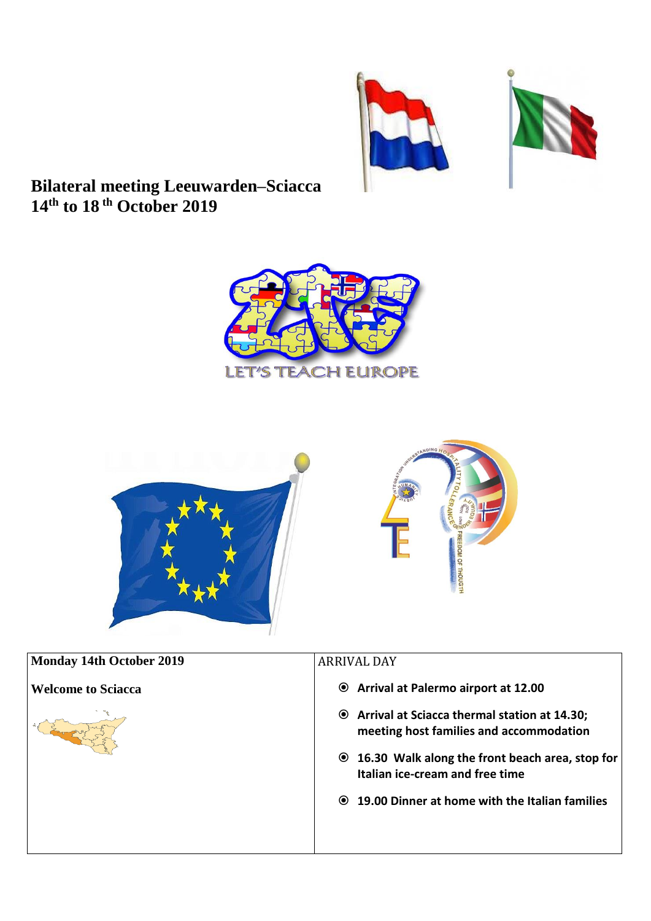**Bilateral meeting Leeuwarden–Sciacca**
**14th to 18th October 2019**

LET'S TEACH EUROPE

| **Monday 14th October 2019** | ARRIVAL DAY |
| --- | --- |
| **Welcome to Sciacca** | ⦿ **Arrival at Palermo airport at 12.00**<br>⦿ **Arrival at Sciacca thermal station at 14.30; meeting host families and accommodation**<br>⦿ **16.30 Walk along the front beach area, stop for Italian ice-cream and free time**<br>⦿ **19.00 Dinner at home with the Italian families** |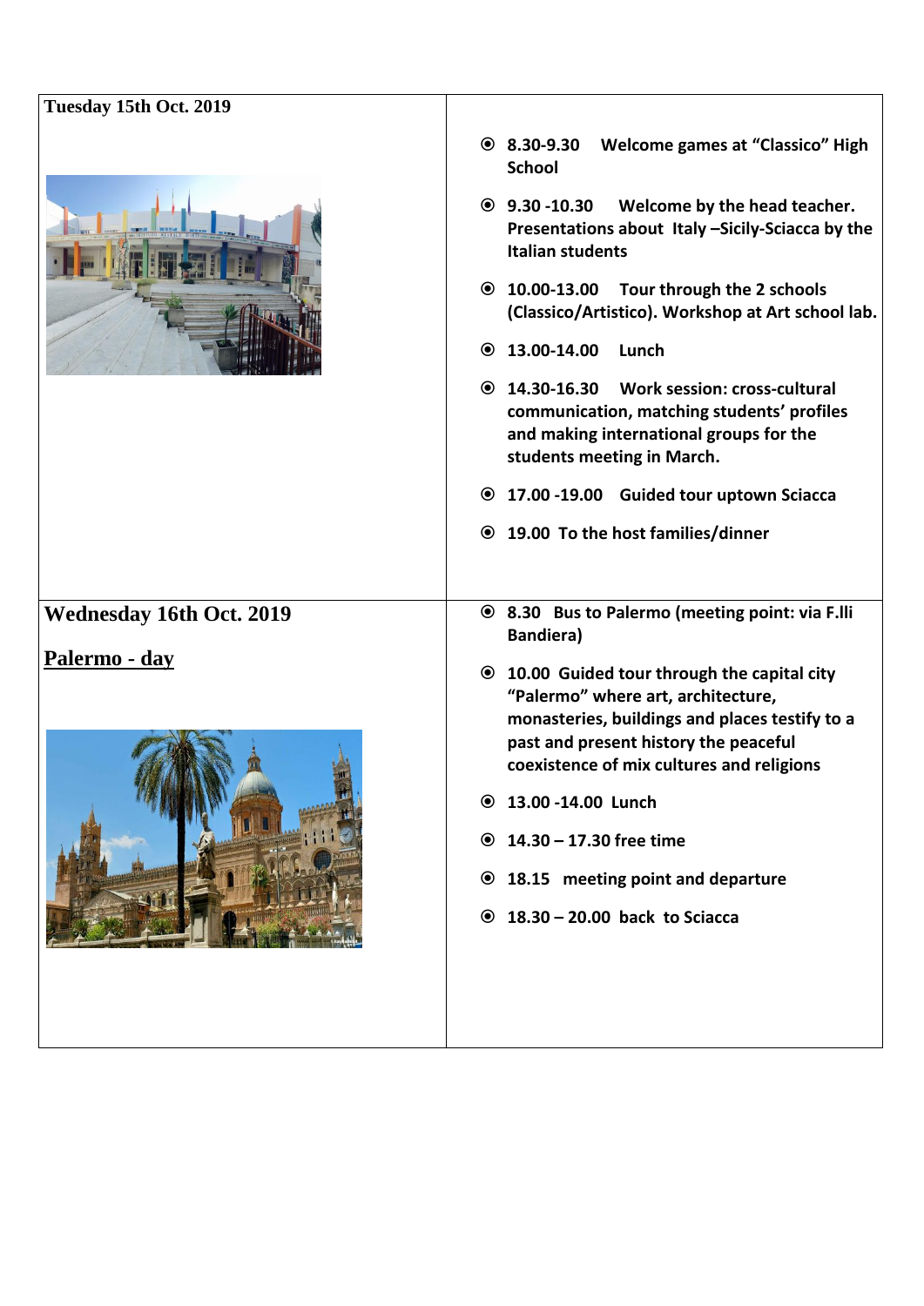| Tuesday 15th Oct. 2019 | |
|---|---|
| | ⦿ **8.30-9.30 Welcome games at "Classico" High School**<br>⦿ **9.30 -10.30 Welcome by the head teacher. Presentations about Italy –Sicily-Sciacca by the Italian students**<br>⦿ **10.00-13.00 Tour through the 2 schools (Classico/Artistico). Workshop at Art school lab.**<br>⦿ **13.00-14.00 Lunch**<br>⦿ **14.30-16.30 Work session: cross-cultural communication, matching students' profiles and making international groups for the students meeting in March.**<br>⦿ **17.00 -19.00 Guided tour uptown Sciacca**<br>⦿ **19.00 To the host families/dinner** |
| **Wednesday 16th Oct. 2019**<br><br>**Palermo - day** | ⦿ **8.30 Bus to Palermo (meeting point: via F.lli Bandiera)**<br>⦿ **10.00 Guided tour through the capital city "Palermo" where art, architecture, monasteries, buildings and places testify to a past and present history the peaceful coexistence of mix cultures and religions**<br>⦿ **13.00 -14.00 Lunch**<br>⦿ **14.30 – 17.30 free time**<br>⦿ **18.15 meeting point and departure**<br>⦿ **18.30 – 20.00 back to Sciacca** |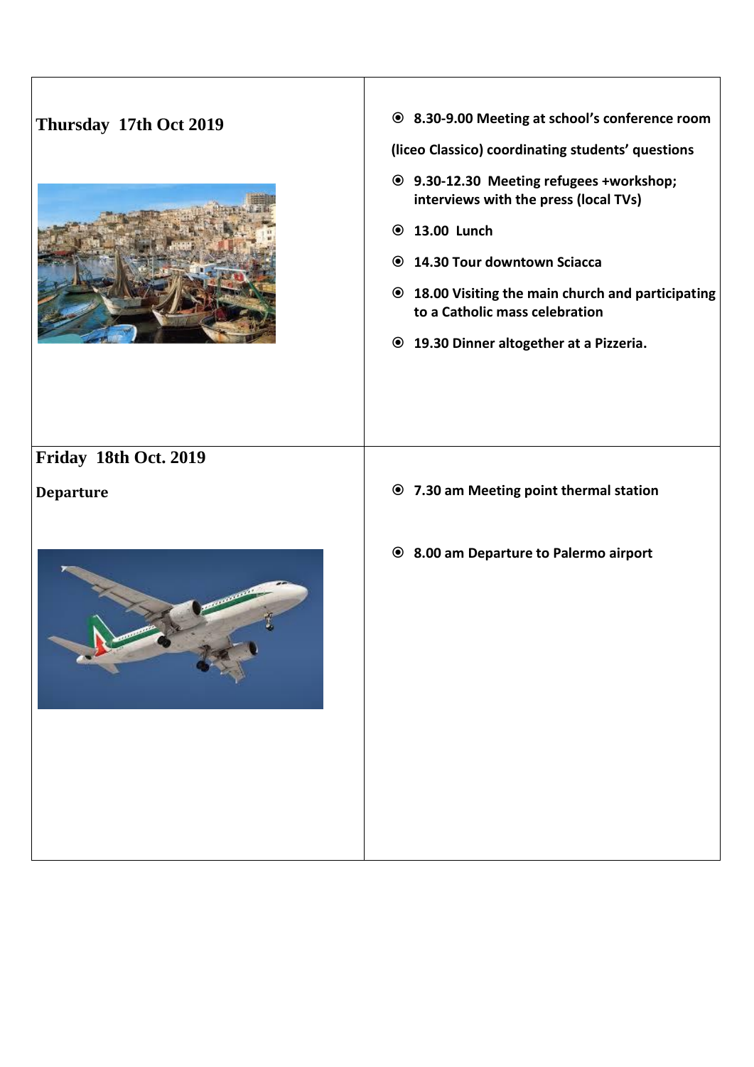| | |
|---|---|
| **Thursday 17th Oct 2019** | ⦿ **8.30-9.00 Meeting at school's conference room (liceo Classico) coordinating students' questions**<br>⦿ **9.30-12.30 Meeting refugees +workshop; interviews with the press (local TVs)**<br>⦿ **13.00 Lunch**<br>⦿ **14.30 Tour downtown Sciacca**<br>⦿ **18.00 Visiting the main church and participating to a Catholic mass celebration**<br>⦿ **19.30 Dinner altogether at a Pizzeria.** |
| **Friday 18th Oct. 2019**<br>**Departure** | ⦿ **7.30 am Meeting point thermal station**<br>⦿ **8.00 am Departure to Palermo airport** |